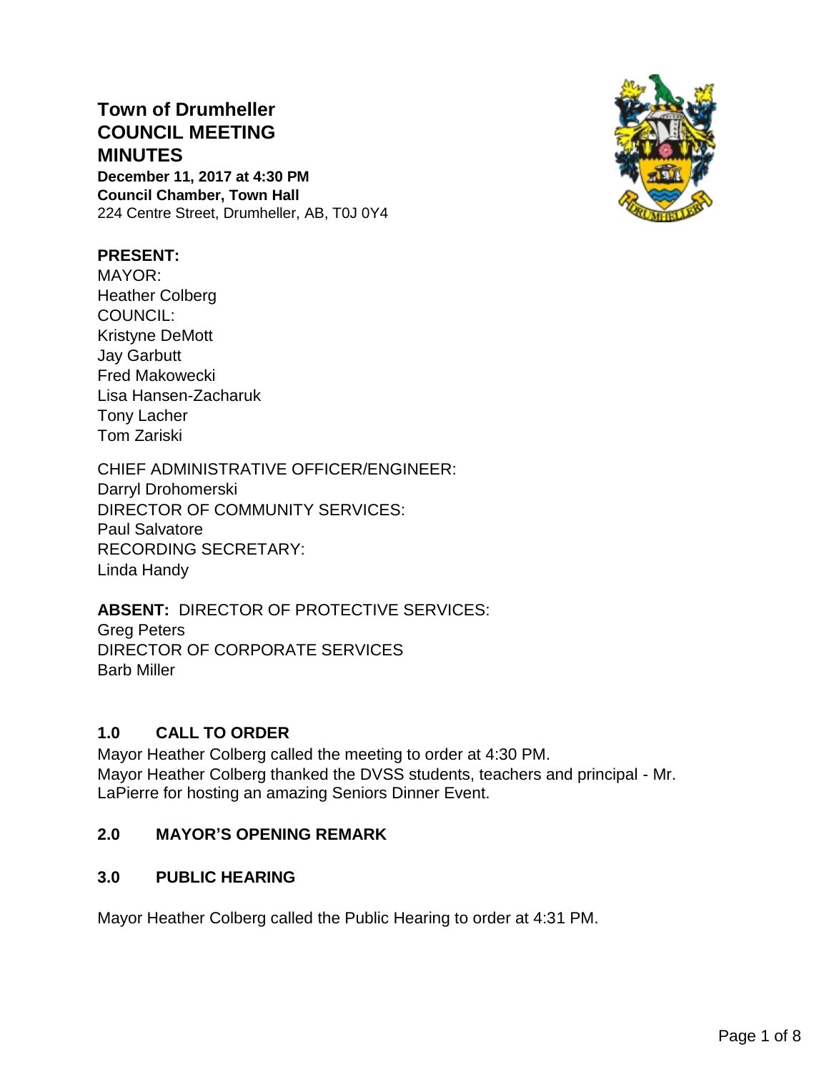# Town of Drumheller
# COUNCIL MEETING
# MINUTES

**December 11, 2017 at 4:30 PM**
**Council Chamber, Town Hall**
224 Centre Street, Drumheller, AB, T0J 0Y4

**PRESENT:**
MAYOR:
Heather Colberg
COUNCIL:
Kristyne DeMott
Jay Garbutt
Fred Makowecki
Lisa Hansen-Zacharuk
Tony Lacher
Tom Zariski

CHIEF ADMINISTRATIVE OFFICER/ENGINEER:
Darryl Drohomerski
DIRECTOR OF COMMUNITY SERVICES:
Paul Salvatore
RECORDING SECRETARY:
Linda Handy

**ABSENT:** DIRECTOR OF PROTECTIVE SERVICES:
Greg Peters
DIRECTOR OF CORPORATE SERVICES
Barb Miller

## 1.0 CALL TO ORDER

Mayor Heather Colberg called the meeting to order at 4:30 PM.
Mayor Heather Colberg thanked the DVSS students, teachers and principal - Mr. LaPierre for hosting an amazing Seniors Dinner Event.

## 2.0 MAYOR'S OPENING REMARK

## 3.0 PUBLIC HEARING

Mayor Heather Colberg called the Public Hearing to order at 4:31 PM.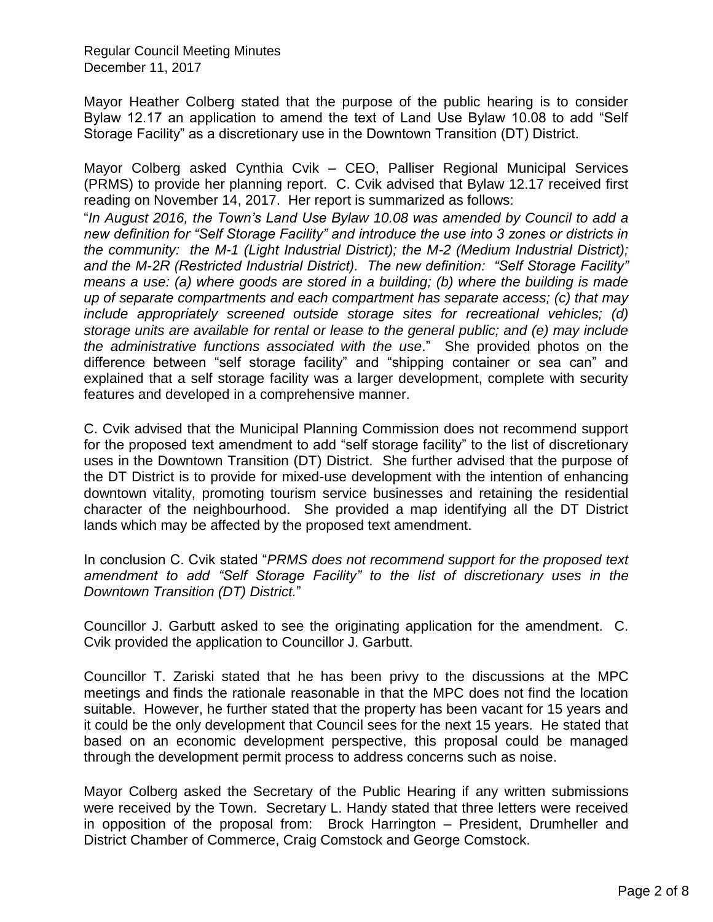Mayor Heather Colberg stated that the purpose of the public hearing is to consider Bylaw 12.17 an application to amend the text of Land Use Bylaw 10.08 to add "Self Storage Facility" as a discretionary use in the Downtown Transition (DT) District.

Mayor Colberg asked Cynthia Cvik – CEO, Palliser Regional Municipal Services (PRMS) to provide her planning report. C. Cvik advised that Bylaw 12.17 received first reading on November 14, 2017. Her report is summarized as follows:

"*In August 2016, the Town's Land Use Bylaw 10.08 was amended by Council to add a new definition for "Self Storage Facility" and introduce the use into 3 zones or districts in the community: the M-1 (Light Industrial District); the M-2 (Medium Industrial District); and the M-2R (Restricted Industrial District). The new definition: "Self Storage Facility" means a use: (a) where goods are stored in a building; (b) where the building is made up of separate compartments and each compartment has separate access; (c) that may include appropriately screened outside storage sites for recreational vehicles; (d) storage units are available for rental or lease to the general public; and (e) may include the administrative functions associated with the use*." She provided photos on the difference between "self storage facility" and "shipping container or sea can" and explained that a self storage facility was a larger development, complete with security features and developed in a comprehensive manner.

C. Cvik advised that the Municipal Planning Commission does not recommend support for the proposed text amendment to add "self storage facility" to the list of discretionary uses in the Downtown Transition (DT) District. She further advised that the purpose of the DT District is to provide for mixed-use development with the intention of enhancing downtown vitality, promoting tourism service businesses and retaining the residential character of the neighbourhood. She provided a map identifying all the DT District lands which may be affected by the proposed text amendment.

In conclusion C. Cvik stated "*PRMS does not recommend support for the proposed text amendment to add "Self Storage Facility" to the list of discretionary uses in the Downtown Transition (DT) District.*"

Councillor J. Garbutt asked to see the originating application for the amendment. C. Cvik provided the application to Councillor J. Garbutt.

Councillor T. Zariski stated that he has been privy to the discussions at the MPC meetings and finds the rationale reasonable in that the MPC does not find the location suitable. However, he further stated that the property has been vacant for 15 years and it could be the only development that Council sees for the next 15 years. He stated that based on an economic development perspective, this proposal could be managed through the development permit process to address concerns such as noise.

Mayor Colberg asked the Secretary of the Public Hearing if any written submissions were received by the Town. Secretary L. Handy stated that three letters were received in opposition of the proposal from: Brock Harrington – President, Drumheller and District Chamber of Commerce, Craig Comstock and George Comstock.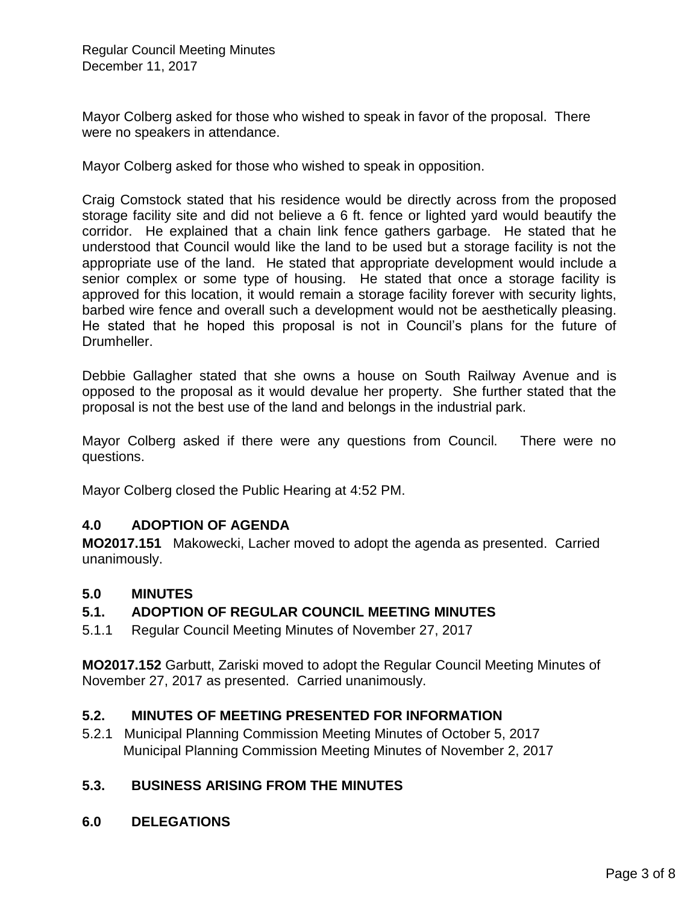Mayor Colberg asked for those who wished to speak in favor of the proposal. There were no speakers in attendance.

Mayor Colberg asked for those who wished to speak in opposition.

Craig Comstock stated that his residence would be directly across from the proposed storage facility site and did not believe a 6 ft. fence or lighted yard would beautify the corridor. He explained that a chain link fence gathers garbage. He stated that he understood that Council would like the land to be used but a storage facility is not the appropriate use of the land. He stated that appropriate development would include a senior complex or some type of housing. He stated that once a storage facility is approved for this location, it would remain a storage facility forever with security lights, barbed wire fence and overall such a development would not be aesthetically pleasing. He stated that he hoped this proposal is not in Council's plans for the future of Drumheller.

Debbie Gallagher stated that she owns a house on South Railway Avenue and is opposed to the proposal as it would devalue her property. She further stated that the proposal is not the best use of the land and belongs in the industrial park.

Mayor Colberg asked if there were any questions from Council. There were no questions.

Mayor Colberg closed the Public Hearing at 4:52 PM.

## 4.0 ADOPTION OF AGENDA

**MO2017.151** Makowecki, Lacher moved to adopt the agenda as presented. Carried unanimously.

## 5.0 MINUTES

### 5.1. ADOPTION OF REGULAR COUNCIL MEETING MINUTES

5.1.1 Regular Council Meeting Minutes of November 27, 2017

**MO2017.152** Garbutt, Zariski moved to adopt the Regular Council Meeting Minutes of November 27, 2017 as presented. Carried unanimously.

### 5.2. MINUTES OF MEETING PRESENTED FOR INFORMATION

5.2.1 Municipal Planning Commission Meeting Minutes of October 5, 2017
Municipal Planning Commission Meeting Minutes of November 2, 2017

### 5.3. BUSINESS ARISING FROM THE MINUTES

## 6.0 DELEGATIONS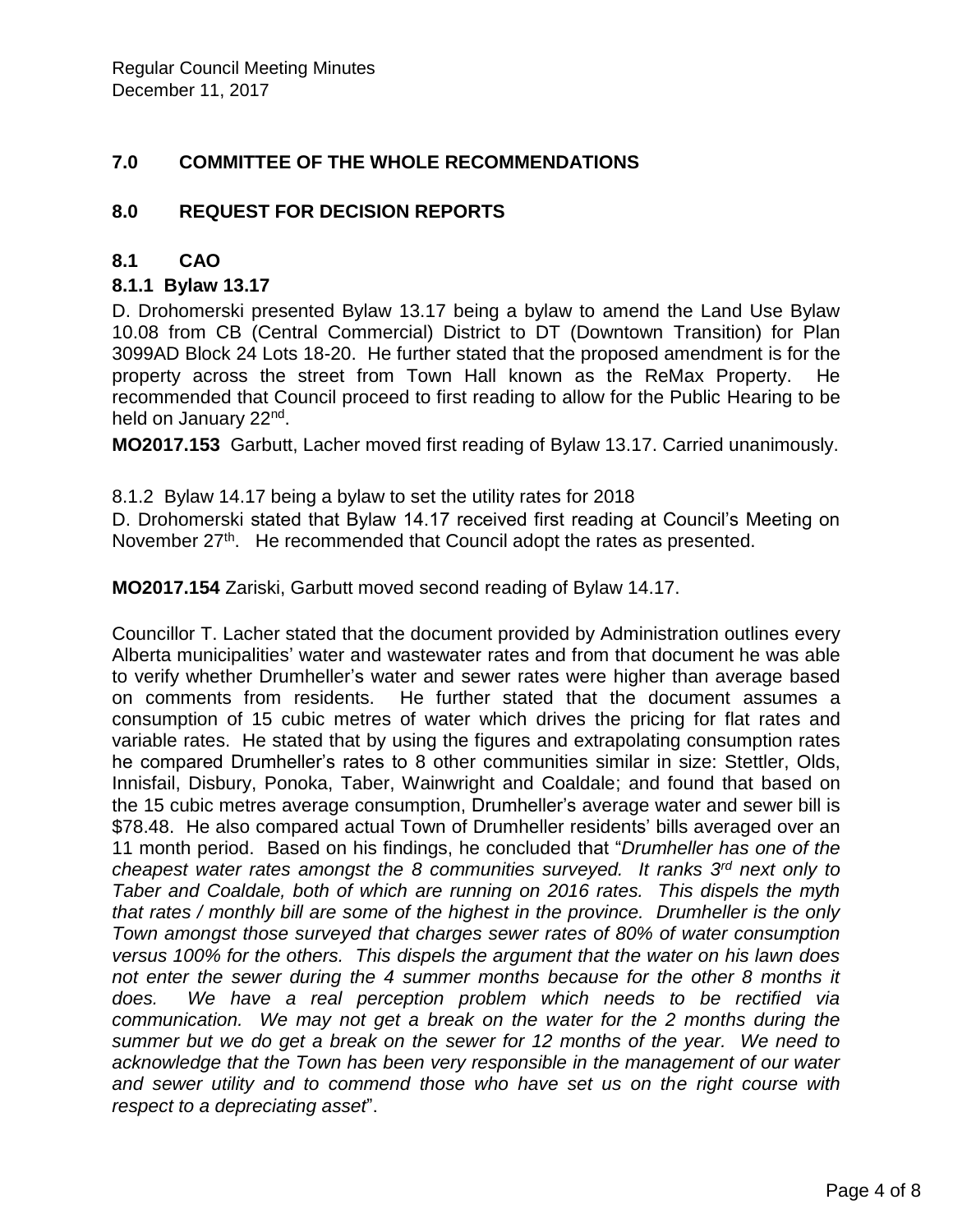## 7.0 COMMITTEE OF THE WHOLE RECOMMENDATIONS

## 8.0 REQUEST FOR DECISION REPORTS

### 8.1 CAO

#### 8.1.1 Bylaw 13.17

D. Drohomerski presented Bylaw 13.17 being a bylaw to amend the Land Use Bylaw 10.08 from CB (Central Commercial) District to DT (Downtown Transition) for Plan 3099AD Block 24 Lots 18-20. He further stated that the proposed amendment is for the property across the street from Town Hall known as the ReMax Property. He recommended that Council proceed to first reading to allow for the Public Hearing to be held on January 22nd.

**MO2017.153** Garbutt, Lacher moved first reading of Bylaw 13.17. Carried unanimously.

8.1.2 Bylaw 14.17 being a bylaw to set the utility rates for 2018

D. Drohomerski stated that Bylaw 14.17 received first reading at Council's Meeting on November 27th. He recommended that Council adopt the rates as presented.

**MO2017.154** Zariski, Garbutt moved second reading of Bylaw 14.17.

Councillor T. Lacher stated that the document provided by Administration outlines every Alberta municipalities' water and wastewater rates and from that document he was able to verify whether Drumheller's water and sewer rates were higher than average based on comments from residents. He further stated that the document assumes a consumption of 15 cubic metres of water which drives the pricing for flat rates and variable rates. He stated that by using the figures and extrapolating consumption rates he compared Drumheller's rates to 8 other communities similar in size: Stettler, Olds, Innisfail, Disbury, Ponoka, Taber, Wainwright and Coaldale; and found that based on the 15 cubic metres average consumption, Drumheller's average water and sewer bill is $78.48. He also compared actual Town of Drumheller residents' bills averaged over an 11 month period. Based on his findings, he concluded that "*Drumheller has one of the cheapest water rates amongst the 8 communities surveyed. It ranks 3rd next only to Taber and Coaldale, both of which are running on 2016 rates. This dispels the myth that rates / monthly bill are some of the highest in the province. Drumheller is the only Town amongst those surveyed that charges sewer rates of 80% of water consumption versus 100% for the others. This dispels the argument that the water on his lawn does not enter the sewer during the 4 summer months because for the other 8 months it does. We have a real perception problem which needs to be rectified via communication. We may not get a break on the water for the 2 months during the summer but we do get a break on the sewer for 12 months of the year. We need to acknowledge that the Town has been very responsible in the management of our water and sewer utility and to commend those who have set us on the right course with respect to a depreciating asset*".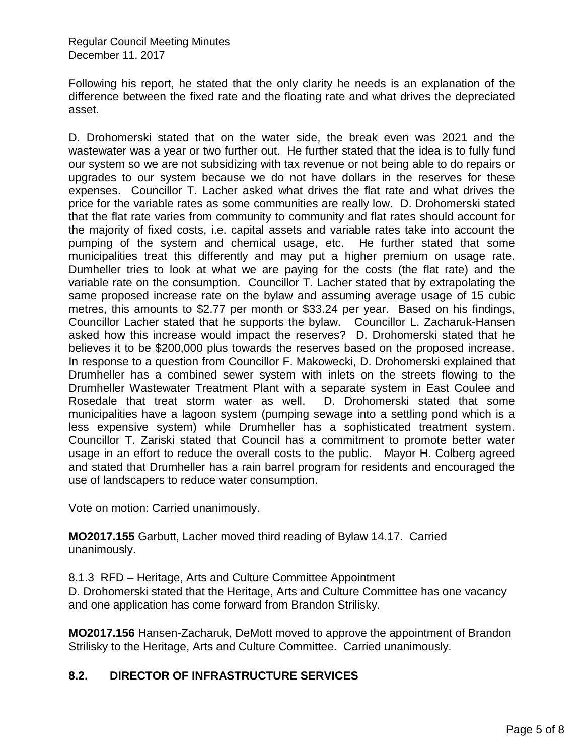Following his report, he stated that the only clarity he needs is an explanation of the difference between the fixed rate and the floating rate and what drives the depreciated asset.

D. Drohomerski stated that on the water side, the break even was 2021 and the wastewater was a year or two further out. He further stated that the idea is to fully fund our system so we are not subsidizing with tax revenue or not being able to do repairs or upgrades to our system because we do not have dollars in the reserves for these expenses. Councillor T. Lacher asked what drives the flat rate and what drives the price for the variable rates as some communities are really low. D. Drohomerski stated that the flat rate varies from community to community and flat rates should account for the majority of fixed costs, i.e. capital assets and variable rates take into account the pumping of the system and chemical usage, etc. He further stated that some municipalities treat this differently and may put a higher premium on usage rate. Dumheller tries to look at what we are paying for the costs (the flat rate) and the variable rate on the consumption. Councillor T. Lacher stated that by extrapolating the same proposed increase rate on the bylaw and assuming average usage of 15 cubic metres, this amounts to $2.77 per month or $33.24 per year. Based on his findings, Councillor Lacher stated that he supports the bylaw. Councillor L. Zacharuk-Hansen asked how this increase would impact the reserves? D. Drohomerski stated that he believes it to be $200,000 plus towards the reserves based on the proposed increase. In response to a question from Councillor F. Makowecki, D. Drohomerski explained that Drumheller has a combined sewer system with inlets on the streets flowing to the Drumheller Wastewater Treatment Plant with a separate system in East Coulee and Rosedale that treat storm water as well. D. Drohomerski stated that some municipalities have a lagoon system (pumping sewage into a settling pond which is a less expensive system) while Drumheller has a sophisticated treatment system. Councillor T. Zariski stated that Council has a commitment to promote better water usage in an effort to reduce the overall costs to the public. Mayor H. Colberg agreed and stated that Drumheller has a rain barrel program for residents and encouraged the use of landscapers to reduce water consumption.

Vote on motion: Carried unanimously.

**MO2017.155** Garbutt, Lacher moved third reading of Bylaw 14.17. Carried unanimously.

8.1.3 RFD – Heritage, Arts and Culture Committee Appointment
D. Drohomerski stated that the Heritage, Arts and Culture Committee has one vacancy and one application has come forward from Brandon Strilisky.

**MO2017.156** Hansen-Zacharuk, DeMott moved to approve the appointment of Brandon Strilisky to the Heritage, Arts and Culture Committee. Carried unanimously.

## 8.2. DIRECTOR OF INFRASTRUCTURE SERVICES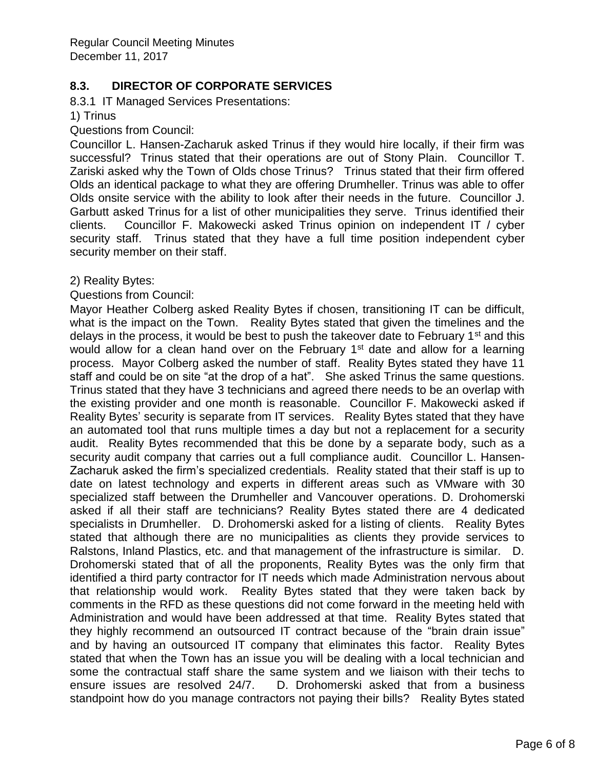### 8.3. DIRECTOR OF CORPORATE SERVICES

8.3.1 IT Managed Services Presentations:

1) Trinus

Questions from Council:

Councillor L. Hansen-Zacharuk asked Trinus if they would hire locally, if their firm was successful? Trinus stated that their operations are out of Stony Plain. Councillor T. Zariski asked why the Town of Olds chose Trinus? Trinus stated that their firm offered Olds an identical package to what they are offering Drumheller. Trinus was able to offer Olds onsite service with the ability to look after their needs in the future. Councillor J. Garbutt asked Trinus for a list of other municipalities they serve. Trinus identified their clients. Councillor F. Makowecki asked Trinus opinion on independent IT / cyber security staff. Trinus stated that they have a full time position independent cyber security member on their staff.

2) Reality Bytes:

Questions from Council:

Mayor Heather Colberg asked Reality Bytes if chosen, transitioning IT can be difficult, what is the impact on the Town. Reality Bytes stated that given the timelines and the delays in the process, it would be best to push the takeover date to February 1st and this would allow for a clean hand over on the February 1st date and allow for a learning process. Mayor Colberg asked the number of staff. Reality Bytes stated they have 11 staff and could be on site "at the drop of a hat". She asked Trinus the same questions. Trinus stated that they have 3 technicians and agreed there needs to be an overlap with the existing provider and one month is reasonable. Councillor F. Makowecki asked if Reality Bytes' security is separate from IT services. Reality Bytes stated that they have an automated tool that runs multiple times a day but not a replacement for a security audit. Reality Bytes recommended that this be done by a separate body, such as a security audit company that carries out a full compliance audit. Councillor L. Hansen-Zacharuk asked the firm's specialized credentials. Reality stated that their staff is up to date on latest technology and experts in different areas such as VMware with 30 specialized staff between the Drumheller and Vancouver operations. D. Drohomerski asked if all their staff are technicians? Reality Bytes stated there are 4 dedicated specialists in Drumheller. D. Drohomerski asked for a listing of clients. Reality Bytes stated that although there are no municipalities as clients they provide services to Ralstons, Inland Plastics, etc. and that management of the infrastructure is similar. D. Drohomerski stated that of all the proponents, Reality Bytes was the only firm that identified a third party contractor for IT needs which made Administration nervous about that relationship would work. Reality Bytes stated that they were taken back by comments in the RFD as these questions did not come forward in the meeting held with Administration and would have been addressed at that time. Reality Bytes stated that they highly recommend an outsourced IT contract because of the "brain drain issue" and by having an outsourced IT company that eliminates this factor. Reality Bytes stated that when the Town has an issue you will be dealing with a local technician and some the contractual staff share the same system and we liaison with their techs to ensure issues are resolved 24/7. D. Drohomerski asked that from a business standpoint how do you manage contractors not paying their bills? Reality Bytes stated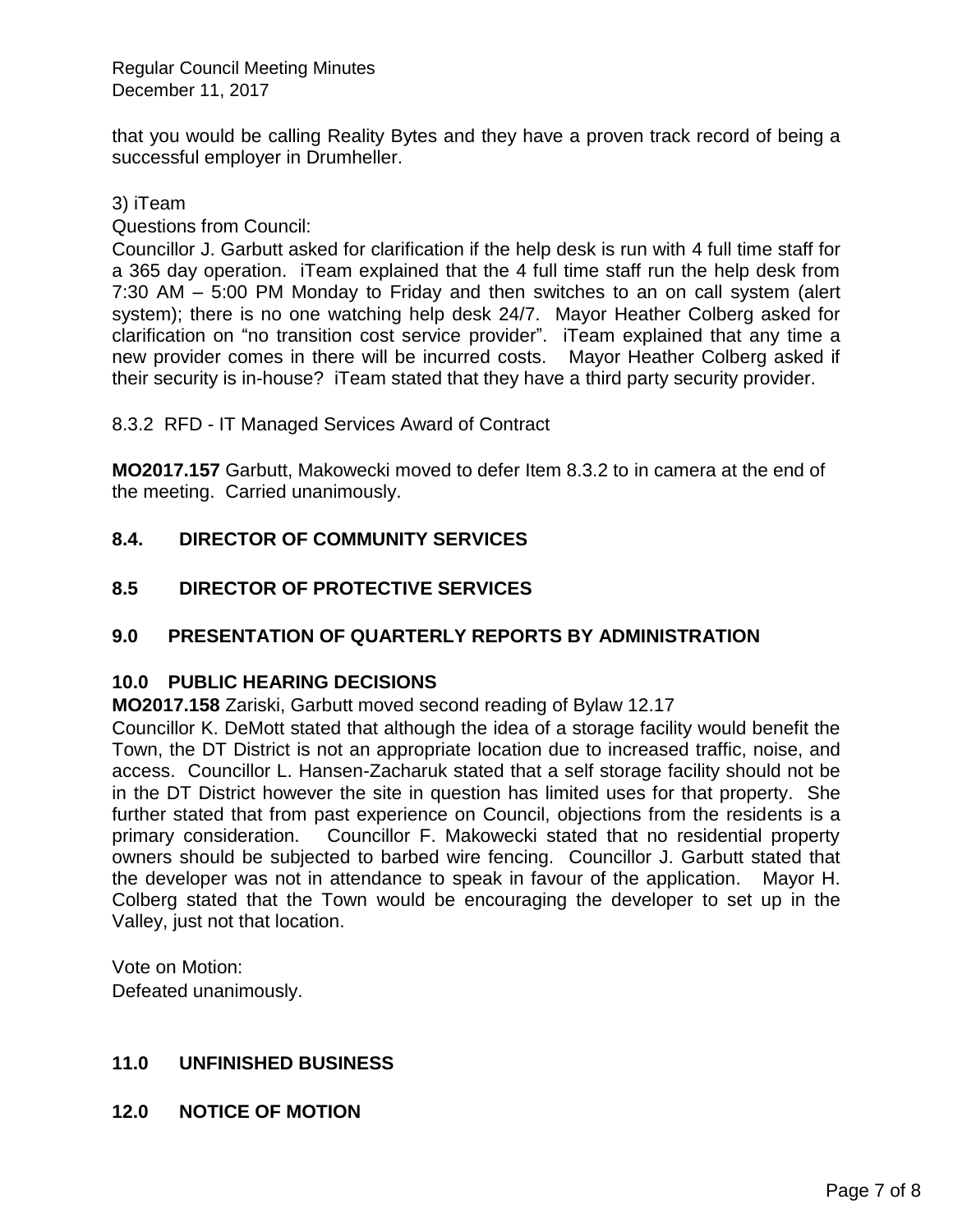that you would be calling Reality Bytes and they have a proven track record of being a successful employer in Drumheller.

3) iTeam

Questions from Council:

Councillor J. Garbutt asked for clarification if the help desk is run with 4 full time staff for a 365 day operation. iTeam explained that the 4 full time staff run the help desk from 7:30 AM – 5:00 PM Monday to Friday and then switches to an on call system (alert system); there is no one watching help desk 24/7. Mayor Heather Colberg asked for clarification on "no transition cost service provider". iTeam explained that any time a new provider comes in there will be incurred costs. Mayor Heather Colberg asked if their security is in-house? iTeam stated that they have a third party security provider.

8.3.2 RFD - IT Managed Services Award of Contract

**MO2017.157** Garbutt, Makowecki moved to defer Item 8.3.2 to in camera at the end of the meeting. Carried unanimously.

## 8.4. DIRECTOR OF COMMUNITY SERVICES

## 8.5 DIRECTOR OF PROTECTIVE SERVICES

## 9.0 PRESENTATION OF QUARTERLY REPORTS BY ADMINISTRATION

## 10.0 PUBLIC HEARING DECISIONS

**MO2017.158** Zariski, Garbutt moved second reading of Bylaw 12.17

Councillor K. DeMott stated that although the idea of a storage facility would benefit the Town, the DT District is not an appropriate location due to increased traffic, noise, and access. Councillor L. Hansen-Zacharuk stated that a self storage facility should not be in the DT District however the site in question has limited uses for that property. She further stated that from past experience on Council, objections from the residents is a primary consideration. Councillor F. Makowecki stated that no residential property owners should be subjected to barbed wire fencing. Councillor J. Garbutt stated that the developer was not in attendance to speak in favour of the application. Mayor H. Colberg stated that the Town would be encouraging the developer to set up in the Valley, just not that location.

Vote on Motion:
Defeated unanimously.

## 11.0 UNFINISHED BUSINESS

## 12.0 NOTICE OF MOTION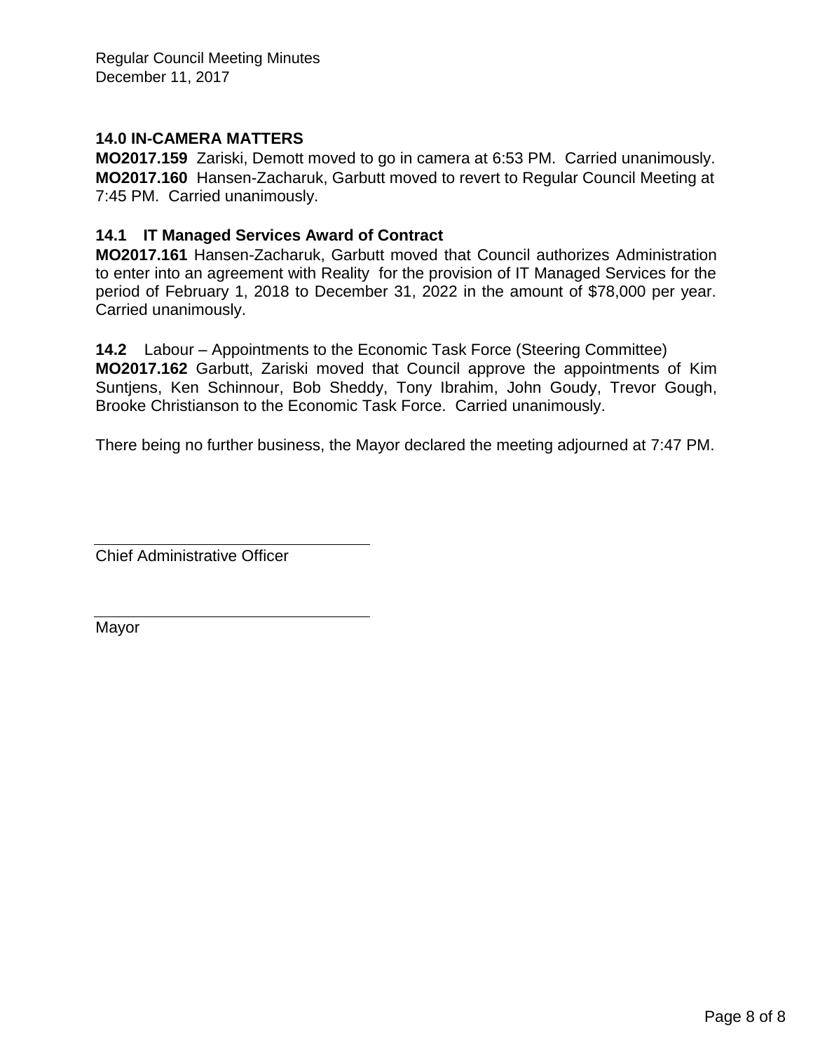**14.0 IN-CAMERA MATTERS**

**MO2017.159** Zariski, Demott moved to go in camera at 6:53 PM. Carried unanimously.
**MO2017.160** Hansen-Zacharuk, Garbutt moved to revert to Regular Council Meeting at 7:45 PM. Carried unanimously.

**14.1 IT Managed Services Award of Contract**

**MO2017.161** Hansen-Zacharuk, Garbutt moved that Council authorizes Administration to enter into an agreement with Reality for the provision of IT Managed Services for the period of February 1, 2018 to December 31, 2022 in the amount of $78,000 per year. Carried unanimously.

**14.2** Labour – Appointments to the Economic Task Force (Steering Committee)

**MO2017.162** Garbutt, Zariski moved that Council approve the appointments of Kim Suntjens, Ken Schinnour, Bob Sheddy, Tony Ibrahim, John Goudy, Trevor Gough, Brooke Christianson to the Economic Task Force. Carried unanimously.

There being no further business, the Mayor declared the meeting adjourned at 7:47 PM.

\_\_\_\_\_\_\_\_\_\_\_\_\_\_\_\_\_\_\_\_\_\_\_\_\_\_\_\_\_\_\_\_\_\_
Chief Administrative Officer

\_\_\_\_\_\_\_\_\_\_\_\_\_\_\_\_\_\_\_\_\_\_\_\_\_\_\_\_\_\_\_\_\_\_
Mayor